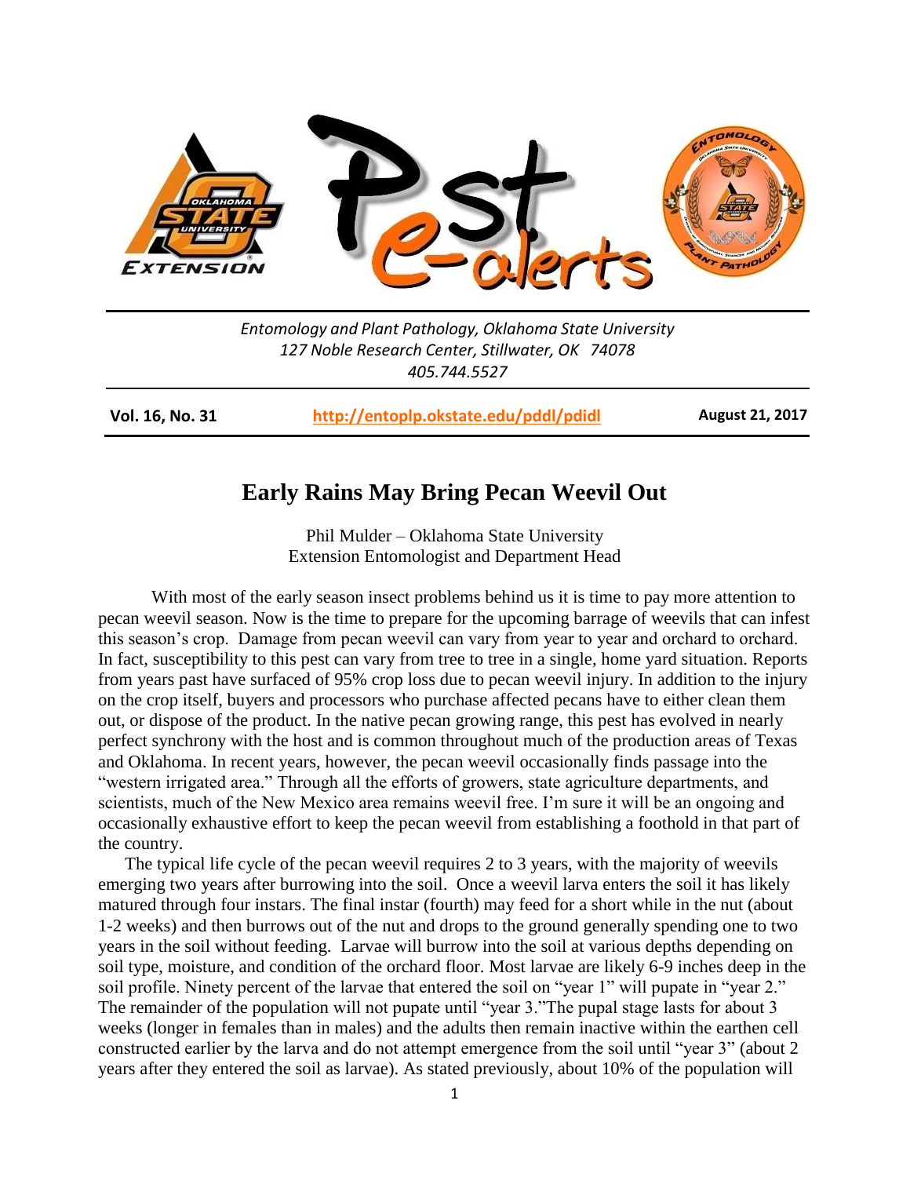*Entomology and Plant Pathology, Oklahoma State University*
*127 Noble Research Center, Stillwater, OK 74078*
*405.744.5527*

**Vol. 16, No. 31** | **http://entoplp.okstate.edu/pddl/pdidl** | **August 21, 2017**

# Early Rains May Bring Pecan Weevil Out

Phil Mulder – Oklahoma State University
Extension Entomologist and Department Head

With most of the early season insect problems behind us it is time to pay more attention to pecan weevil season. Now is the time to prepare for the upcoming barrage of weevils that can infest this season's crop. Damage from pecan weevil can vary from year to year and orchard to orchard. In fact, susceptibility to this pest can vary from tree to tree in a single, home yard situation. Reports from years past have surfaced of 95% crop loss due to pecan weevil injury. In addition to the injury on the crop itself, buyers and processors who purchase affected pecans have to either clean them out, or dispose of the product. In the native pecan growing range, this pest has evolved in nearly perfect synchrony with the host and is common throughout much of the production areas of Texas and Oklahoma. In recent years, however, the pecan weevil occasionally finds passage into the "western irrigated area." Through all the efforts of growers, state agriculture departments, and scientists, much of the New Mexico area remains weevil free. I'm sure it will be an ongoing and occasionally exhaustive effort to keep the pecan weevil from establishing a foothold in that part of the country.

The typical life cycle of the pecan weevil requires 2 to 3 years, with the majority of weevils emerging two years after burrowing into the soil. Once a weevil larva enters the soil it has likely matured through four instars. The final instar (fourth) may feed for a short while in the nut (about 1-2 weeks) and then burrows out of the nut and drops to the ground generally spending one to two years in the soil without feeding. Larvae will burrow into the soil at various depths depending on soil type, moisture, and condition of the orchard floor. Most larvae are likely 6-9 inches deep in the soil profile. Ninety percent of the larvae that entered the soil on "year 1" will pupate in "year 2." The remainder of the population will not pupate until "year 3."The pupal stage lasts for about 3 weeks (longer in females than in males) and the adults then remain inactive within the earthen cell constructed earlier by the larva and do not attempt emergence from the soil until "year 3" (about 2 years after they entered the soil as larvae). As stated previously, about 10% of the population will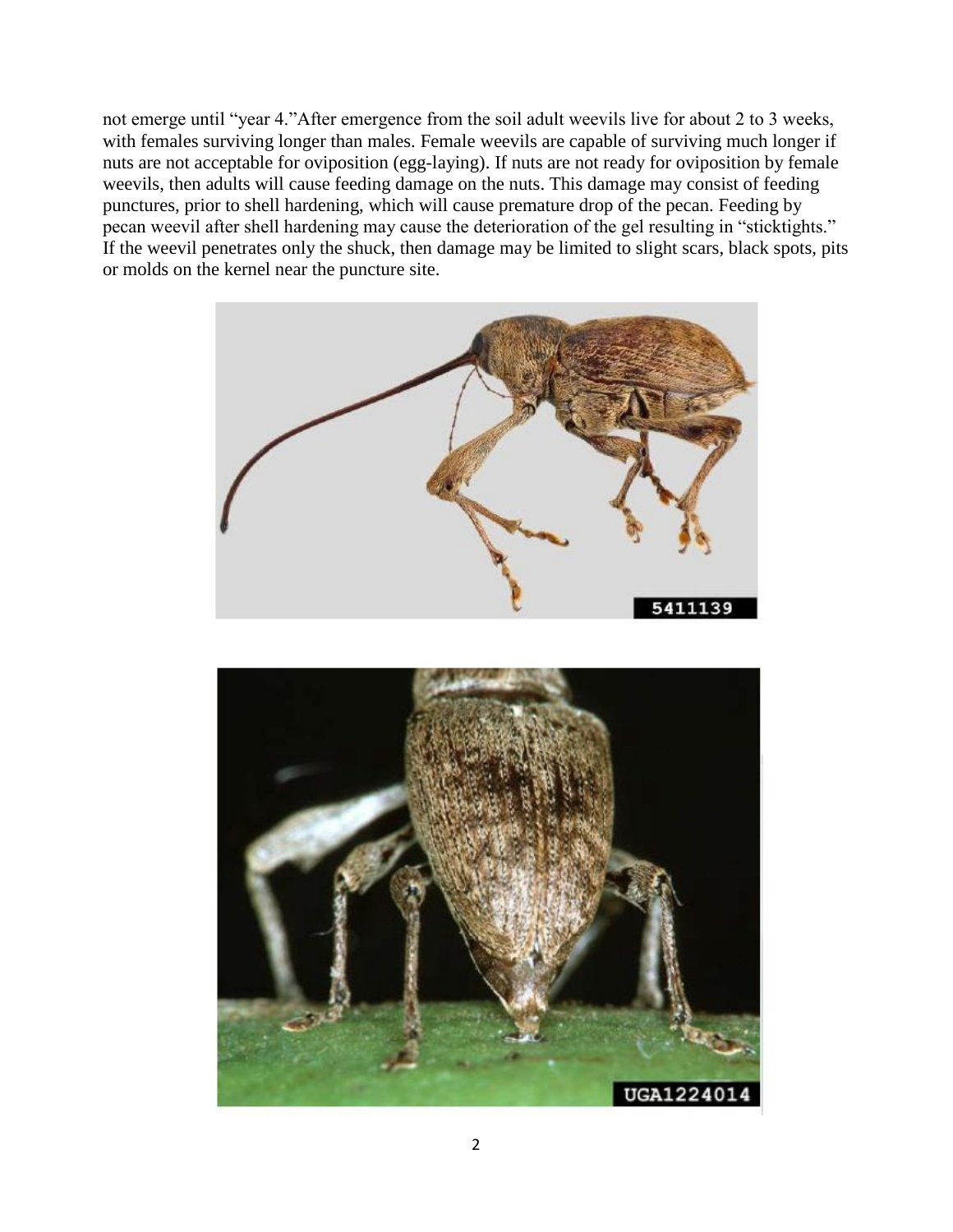not emerge until "year 4."After emergence from the soil adult weevils live for about 2 to 3 weeks, with females surviving longer than males. Female weevils are capable of surviving much longer if nuts are not acceptable for oviposition (egg-laying). If nuts are not ready for oviposition by female weevils, then adults will cause feeding damage on the nuts. This damage may consist of feeding punctures, prior to shell hardening, which will cause premature drop of the pecan. Feeding by pecan weevil after shell hardening may cause the deterioration of the gel resulting in "sticktights." If the weevil penetrates only the shuck, then damage may be limited to slight scars, black spots, pits or molds on the kernel near the puncture site.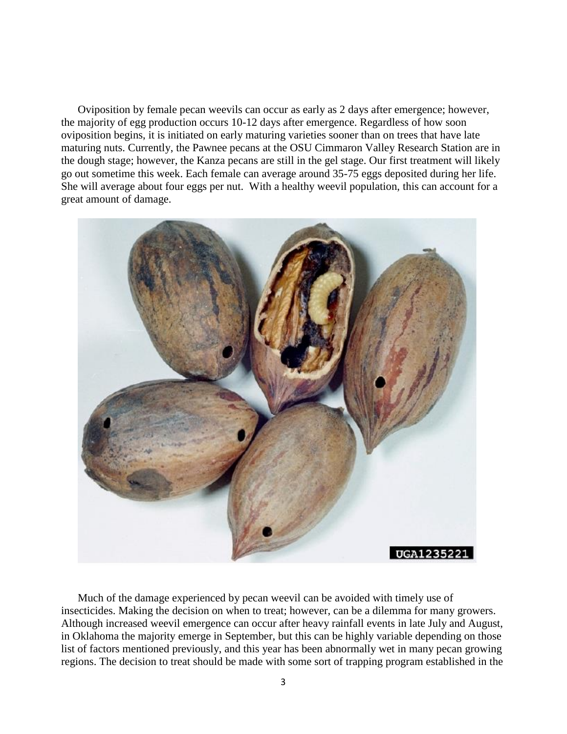Oviposition by female pecan weevils can occur as early as 2 days after emergence; however, the majority of egg production occurs 10-12 days after emergence. Regardless of how soon oviposition begins, it is initiated on early maturing varieties sooner than on trees that have late maturing nuts. Currently, the Pawnee pecans at the OSU Cimmaron Valley Research Station are in the dough stage; however, the Kanza pecans are still in the gel stage. Our first treatment will likely go out sometime this week. Each female can average around 35-75 eggs deposited during her life. She will average about four eggs per nut. With a healthy weevil population, this can account for a great amount of damage.

Much of the damage experienced by pecan weevil can be avoided with timely use of insecticides. Making the decision on when to treat; however, can be a dilemma for many growers. Although increased weevil emergence can occur after heavy rainfall events in late July and August, in Oklahoma the majority emerge in September, but this can be highly variable depending on those list of factors mentioned previously, and this year has been abnormally wet in many pecan growing regions. The decision to treat should be made with some sort of trapping program established in the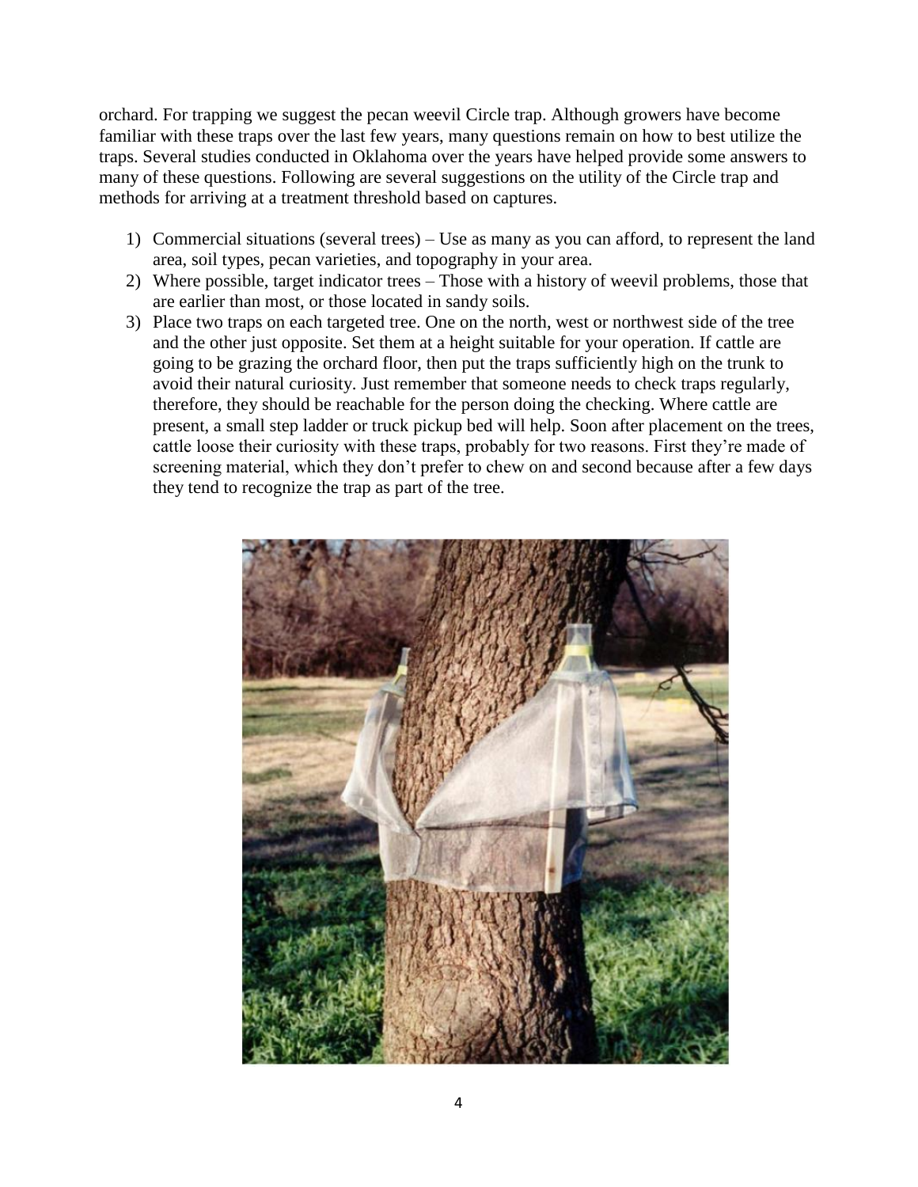orchard. For trapping we suggest the pecan weevil Circle trap. Although growers have become familiar with these traps over the last few years, many questions remain on how to best utilize the traps. Several studies conducted in Oklahoma over the years have helped provide some answers to many of these questions. Following are several suggestions on the utility of the Circle trap and methods for arriving at a treatment threshold based on captures.

1) Commercial situations (several trees) – Use as many as you can afford, to represent the land area, soil types, pecan varieties, and topography in your area.
2) Where possible, target indicator trees – Those with a history of weevil problems, those that are earlier than most, or those located in sandy soils.
3) Place two traps on each targeted tree. One on the north, west or northwest side of the tree and the other just opposite. Set them at a height suitable for your operation. If cattle are going to be grazing the orchard floor, then put the traps sufficiently high on the trunk to avoid their natural curiosity. Just remember that someone needs to check traps regularly, therefore, they should be reachable for the person doing the checking. Where cattle are present, a small step ladder or truck pickup bed will help. Soon after placement on the trees, cattle loose their curiosity with these traps, probably for two reasons. First they're made of screening material, which they don't prefer to chew on and second because after a few days they tend to recognize the trap as part of the tree.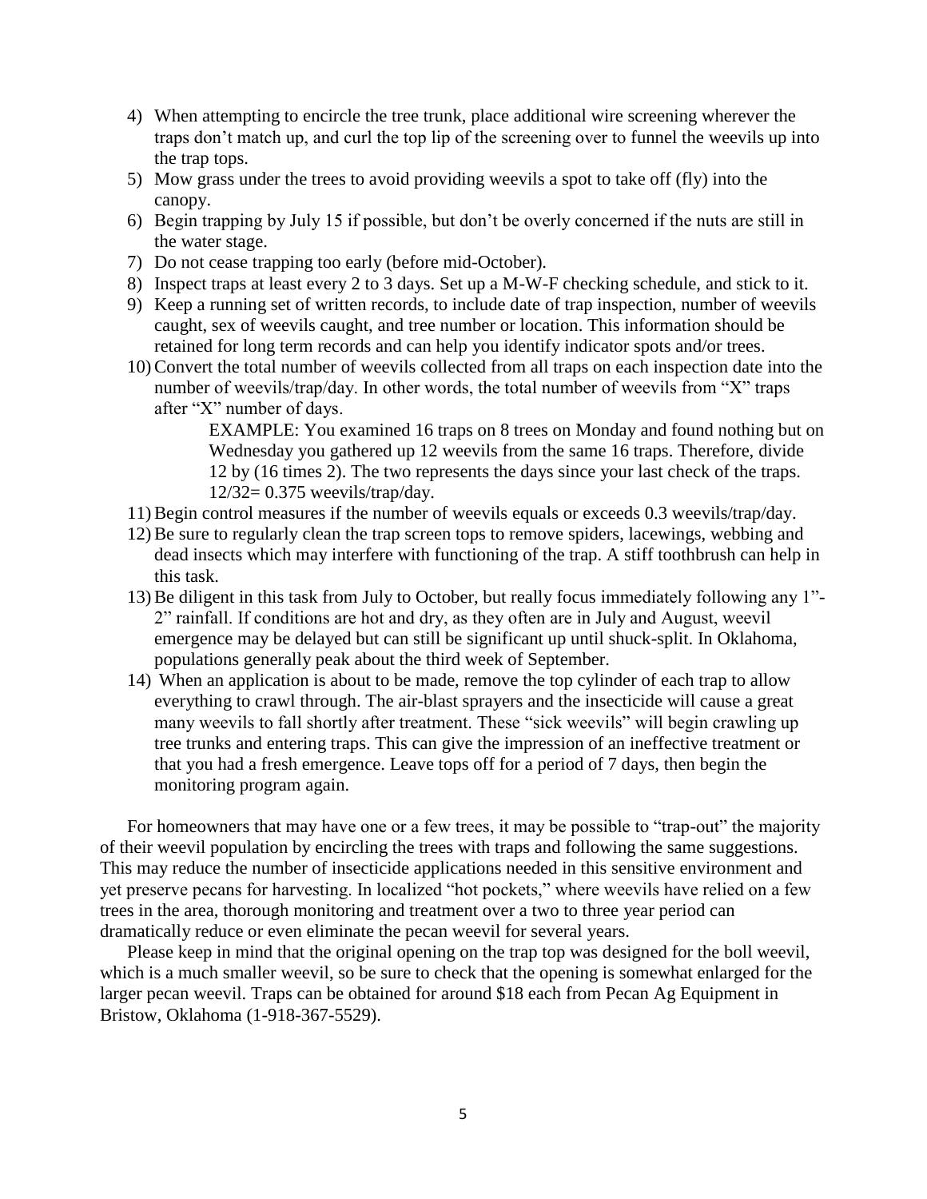4) When attempting to encircle the tree trunk, place additional wire screening wherever the traps don't match up, and curl the top lip of the screening over to funnel the weevils up into the trap tops.
5) Mow grass under the trees to avoid providing weevils a spot to take off (fly) into the canopy.
6) Begin trapping by July 15 if possible, but don't be overly concerned if the nuts are still in the water stage.
7) Do not cease trapping too early (before mid-October).
8) Inspect traps at least every 2 to 3 days. Set up a M-W-F checking schedule, and stick to it.
9) Keep a running set of written records, to include date of trap inspection, number of weevils caught, sex of weevils caught, and tree number or location. This information should be retained for long term records and can help you identify indicator spots and/or trees.
10) Convert the total number of weevils collected from all traps on each inspection date into the number of weevils/trap/day. In other words, the total number of weevils from "X" traps after "X" number of days.

    EXAMPLE: You examined 16 traps on 8 trees on Monday and found nothing but on Wednesday you gathered up 12 weevils from the same 16 traps. Therefore, divide 12 by (16 times 2). The two represents the days since your last check of the traps. 12/32= 0.375 weevils/trap/day.
11) Begin control measures if the number of weevils equals or exceeds 0.3 weevils/trap/day.
12) Be sure to regularly clean the trap screen tops to remove spiders, lacewings, webbing and dead insects which may interfere with functioning of the trap. A stiff toothbrush can help in this task.
13) Be diligent in this task from July to October, but really focus immediately following any 1"-2" rainfall. If conditions are hot and dry, as they often are in July and August, weevil emergence may be delayed but can still be significant up until shuck-split. In Oklahoma, populations generally peak about the third week of September.
14) When an application is about to be made, remove the top cylinder of each trap to allow everything to crawl through. The air-blast sprayers and the insecticide will cause a great many weevils to fall shortly after treatment. These "sick weevils" will begin crawling up tree trunks and entering traps. This can give the impression of an ineffective treatment or that you had a fresh emergence. Leave tops off for a period of 7 days, then begin the monitoring program again.

For homeowners that may have one or a few trees, it may be possible to "trap-out" the majority of their weevil population by encircling the trees with traps and following the same suggestions. This may reduce the number of insecticide applications needed in this sensitive environment and yet preserve pecans for harvesting. In localized "hot pockets," where weevils have relied on a few trees in the area, thorough monitoring and treatment over a two to three year period can dramatically reduce or even eliminate the pecan weevil for several years.

Please keep in mind that the original opening on the trap top was designed for the boll weevil, which is a much smaller weevil, so be sure to check that the opening is somewhat enlarged for the larger pecan weevil. Traps can be obtained for around $18 each from Pecan Ag Equipment in Bristow, Oklahoma (1-918-367-5529).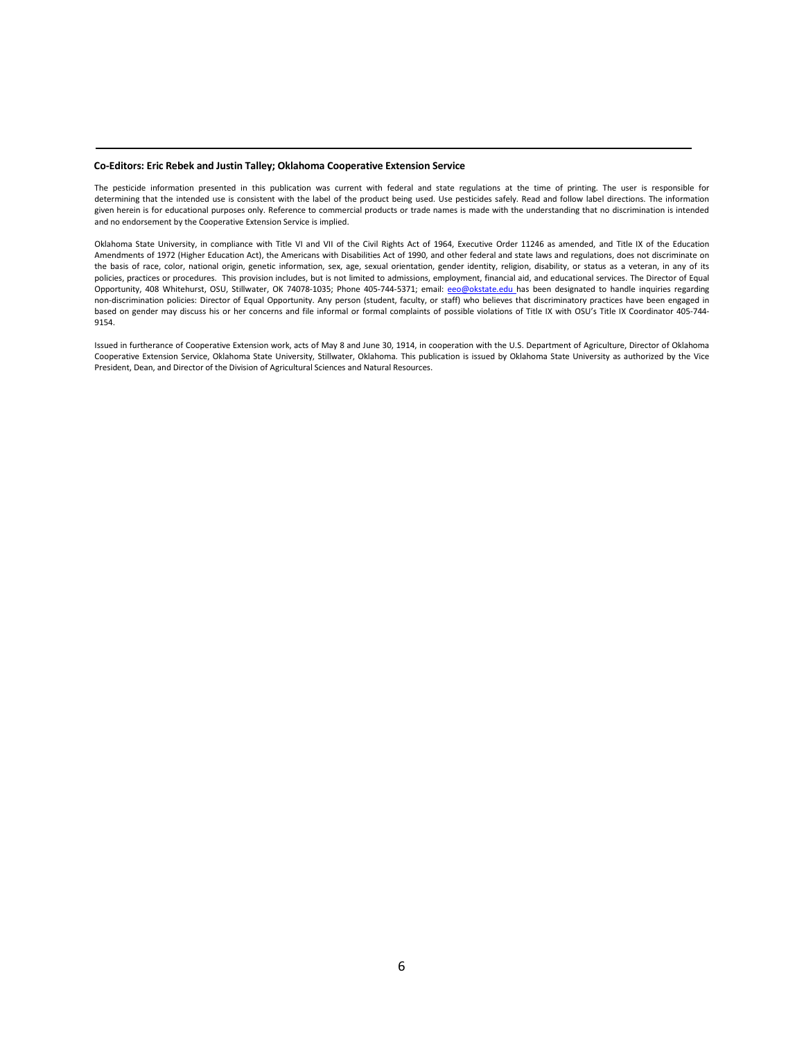---

**Co-Editors: Eric Rebek and Justin Talley; Oklahoma Cooperative Extension Service**

The pesticide information presented in this publication was current with federal and state regulations at the time of printing. The user is responsible for determining that the intended use is consistent with the label of the product being used. Use pesticides safely. Read and follow label directions. The information given herein is for educational purposes only. Reference to commercial products or trade names is made with the understanding that no discrimination is intended and no endorsement by the Cooperative Extension Service is implied.

Oklahoma State University, in compliance with Title VI and VII of the Civil Rights Act of 1964, Executive Order 11246 as amended, and Title IX of the Education Amendments of 1972 (Higher Education Act), the Americans with Disabilities Act of 1990, and other federal and state laws and regulations, does not discriminate on the basis of race, color, national origin, genetic information, sex, age, sexual orientation, gender identity, religion, disability, or status as a veteran, in any of its policies, practices or procedures. This provision includes, but is not limited to admissions, employment, financial aid, and educational services. The Director of Equal Opportunity, 408 Whitehurst, OSU, Stillwater, OK 74078-1035; Phone 405-744-5371; email: eeo@okstate.edu has been designated to handle inquiries regarding non-discrimination policies: Director of Equal Opportunity. Any person (student, faculty, or staff) who believes that discriminatory practices have been engaged in based on gender may discuss his or her concerns and file informal or formal complaints of possible violations of Title IX with OSU's Title IX Coordinator 405-744-9154.

Issued in furtherance of Cooperative Extension work, acts of May 8 and June 30, 1914, in cooperation with the U.S. Department of Agriculture, Director of Oklahoma Cooperative Extension Service, Oklahoma State University, Stillwater, Oklahoma. This publication is issued by Oklahoma State University as authorized by the Vice President, Dean, and Director of the Division of Agricultural Sciences and Natural Resources.